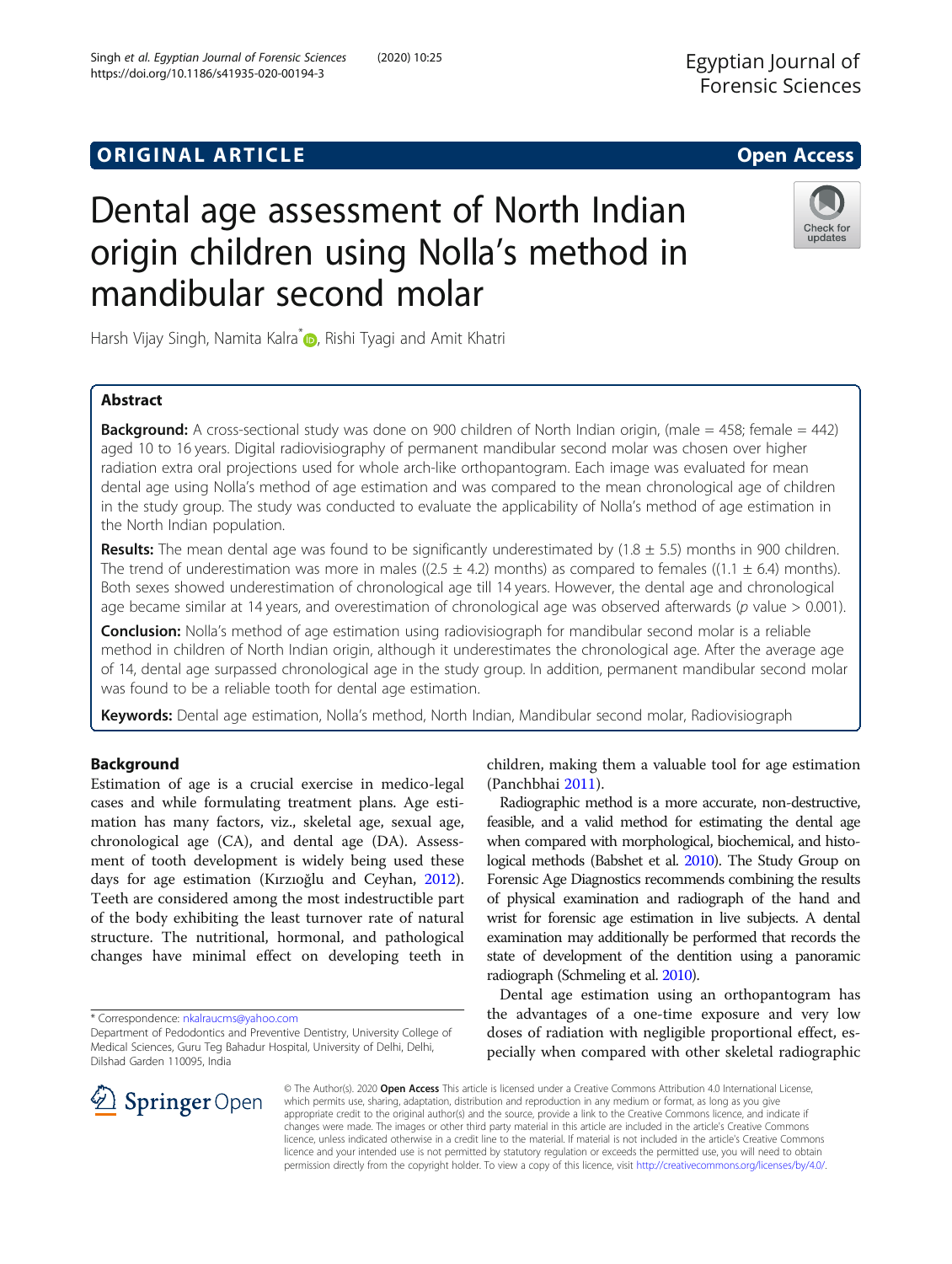ORIGINAL ARTICLE

Open Access

# Dental age assessment of North Indian origin children using Nolla's method in mandibular second molar

Harsh Vijay Singh, Namita Kalra*, Rishi Tyagi and Amit Khatri

## Abstract

**Background:** A cross-sectional study was done on 900 children of North Indian origin, (male = 458; female = 442) aged 10 to 16 years. Digital radiovisiography of permanent mandibular second molar was chosen over higher radiation extra oral projections used for whole arch-like orthopantogram. Each image was evaluated for mean dental age using Nolla's method of age estimation and was compared to the mean chronological age of children in the study group. The study was conducted to evaluate the applicability of Nolla's method of age estimation in the North Indian population.

**Results:** The mean dental age was found to be significantly underestimated by (1.8 ± 5.5) months in 900 children. The trend of underestimation was more in males ((2.5 ± 4.2) months) as compared to females ((1.1 ± 6.4) months). Both sexes showed underestimation of chronological age till 14 years. However, the dental age and chronological age became similar at 14 years, and overestimation of chronological age was observed afterwards ($p$ value > 0.001).

**Conclusion:** Nolla's method of age estimation using radiovisiograph for mandibular second molar is a reliable method in children of North Indian origin, although it underestimates the chronological age. After the average age of 14, dental age surpassed chronological age in the study group. In addition, permanent mandibular second molar was found to be a reliable tooth for dental age estimation.

**Keywords:** Dental age estimation, Nolla's method, North Indian, Mandibular second molar, Radiovisiograph

## Background

Estimation of age is a crucial exercise in medico-legal cases and while formulating treatment plans. Age estimation has many factors, viz., skeletal age, sexual age, chronological age (CA), and dental age (DA). Assessment of tooth development is widely being used these days for age estimation (Kırzıoğlu and Ceyhan, 2012). Teeth are considered among the most indestructible part of the body exhibiting the least turnover rate of natural structure. The nutritional, hormonal, and pathological changes have minimal effect on developing teeth in children, making them a valuable tool for age estimation (Panchbhai 2011).

Radiographic method is a more accurate, non-destructive, feasible, and a valid method for estimating the dental age when compared with morphological, biochemical, and histological methods (Babshet et al. 2010). The Study Group on Forensic Age Diagnostics recommends combining the results of physical examination and radiograph of the hand and wrist for forensic age estimation in live subjects. A dental examination may additionally be performed that records the state of development of the dentition using a panoramic radiograph (Schmeling et al. 2010).

Dental age estimation using an orthopantogram has the advantages of a one-time exposure and very low doses of radiation with negligible proportional effect, especially when compared with other skeletal radiographic

* Correspondence: nkalraucms@yahoo.com
Department of Pedodontics and Preventive Dentistry, University College of Medical Sciences, Guru Teg Bahadur Hospital, University of Delhi, Delhi, Dilshad Garden 110095, India

© The Author(s). 2020 **Open Access** This article is licensed under a Creative Commons Attribution 4.0 International License, which permits use, sharing, adaptation, distribution and reproduction in any medium or format, as long as you give appropriate credit to the original author(s) and the source, provide a link to the Creative Commons licence, and indicate if changes were made. The images or other third party material in this article are included in the article's Creative Commons licence, unless indicated otherwise in a credit line to the material. If material is not included in the article's Creative Commons licence and your intended use is not permitted by statutory regulation or exceeds the permitted use, you will need to obtain permission directly from the copyright holder. To view a copy of this licence, visit http://creativecommons.org/licenses/by/4.0/.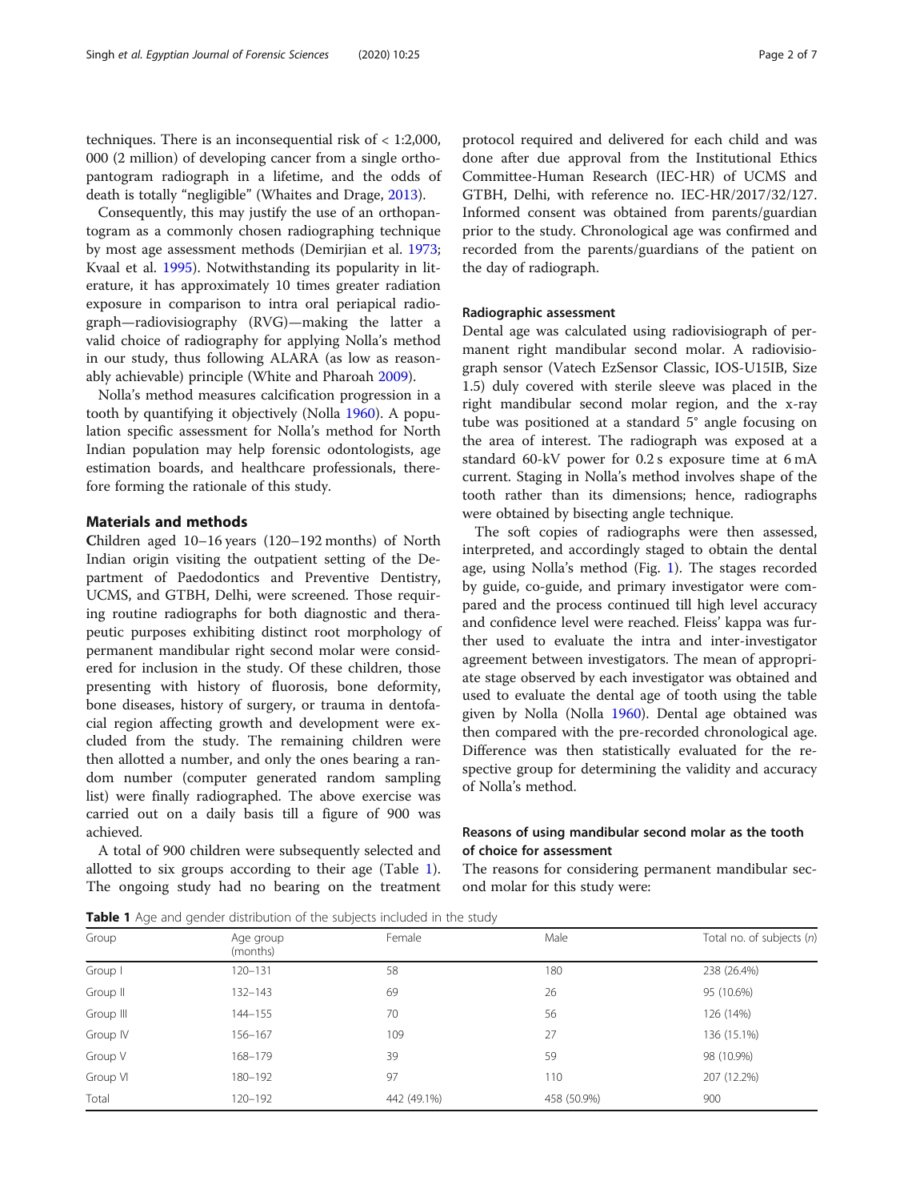techniques. There is an inconsequential risk of < 1:2,000,000 (2 million) of developing cancer from a single orthopantogram radiograph in a lifetime, and the odds of death is totally "negligible" (Whaites and Drage, 2013).

Consequently, this may justify the use of an orthopantogram as a commonly chosen radiographing technique by most age assessment methods (Demirjian et al. 1973; Kvaal et al. 1995). Notwithstanding its popularity in literature, it has approximately 10 times greater radiation exposure in comparison to intra oral periapical radiograph—radiovisiography (RVG)—making the latter a valid choice of radiography for applying Nolla's method in our study, thus following ALARA (as low as reasonably achievable) principle (White and Pharoah 2009).

Nolla's method measures calcification progression in a tooth by quantifying it objectively (Nolla 1960). A population specific assessment for Nolla's method for North Indian population may help forensic odontologists, age estimation boards, and healthcare professionals, therefore forming the rationale of this study.

## Materials and methods

Children aged 10–16 years (120–192 months) of North Indian origin visiting the outpatient setting of the Department of Paedodontics and Preventive Dentistry, UCMS, and GTBH, Delhi, were screened. Those requiring routine radiographs for both diagnostic and therapeutic purposes exhibiting distinct root morphology of permanent mandibular right second molar were considered for inclusion in the study. Of these children, those presenting with history of fluorosis, bone deformity, bone diseases, history of surgery, or trauma in dentofacial region affecting growth and development were excluded from the study. The remaining children were then allotted a number, and only the ones bearing a random number (computer generated random sampling list) were finally radiographed. The above exercise was carried out on a daily basis till a figure of 900 was achieved.

A total of 900 children were subsequently selected and allotted to six groups according to their age (Table 1). The ongoing study had no bearing on the treatment protocol required and delivered for each child and was done after due approval from the Institutional Ethics Committee-Human Research (IEC-HR) of UCMS and GTBH, Delhi, with reference no. IEC-HR/2017/32/127. Informed consent was obtained from parents/guardian prior to the study. Chronological age was confirmed and recorded from the parents/guardians of the patient on the day of radiograph.

### Radiographic assessment

Dental age was calculated using radiovisiograph of permanent right mandibular second molar. A radiovisiograph sensor (Vatech EzSensor Classic, IOS-U15IB, Size 1.5) duly covered with sterile sleeve was placed in the right mandibular second molar region, and the x-ray tube was positioned at a standard 5° angle focusing on the area of interest. The radiograph was exposed at a standard 60-kV power for 0.2 s exposure time at 6 mA current. Staging in Nolla's method involves shape of the tooth rather than its dimensions; hence, radiographs were obtained by bisecting angle technique.

The soft copies of radiographs were then assessed, interpreted, and accordingly staged to obtain the dental age, using Nolla's method (Fig. 1). The stages recorded by guide, co-guide, and primary investigator were compared and the process continued till high level accuracy and confidence level were reached. Fleiss' kappa was further used to evaluate the intra and inter-investigator agreement between investigators. The mean of appropriate stage observed by each investigator was obtained and used to evaluate the dental age of tooth using the table given by Nolla (Nolla 1960). Dental age obtained was then compared with the pre-recorded chronological age. Difference was then statistically evaluated for the respective group for determining the validity and accuracy of Nolla's method.

### Reasons of using mandibular second molar as the tooth of choice for assessment

The reasons for considering permanent mandibular second molar for this study were:

**Table 1** Age and gender distribution of the subjects included in the study

| Group | Age group (months) | Female | Male | Total no. of subjects (*n*) |
|---|---|---|---|---|
| Group I | 120–131 | 58 | 180 | 238 (26.4%) |
| Group II | 132–143 | 69 | 26 | 95 (10.6%) |
| Group III | 144–155 | 70 | 56 | 126 (14%) |
| Group IV | 156–167 | 109 | 27 | 136 (15.1%) |
| Group V | 168–179 | 39 | 59 | 98 (10.9%) |
| Group VI | 180–192 | 97 | 110 | 207 (12.2%) |
| Total | 120–192 | 442 (49.1%) | 458 (50.9%) | 900 |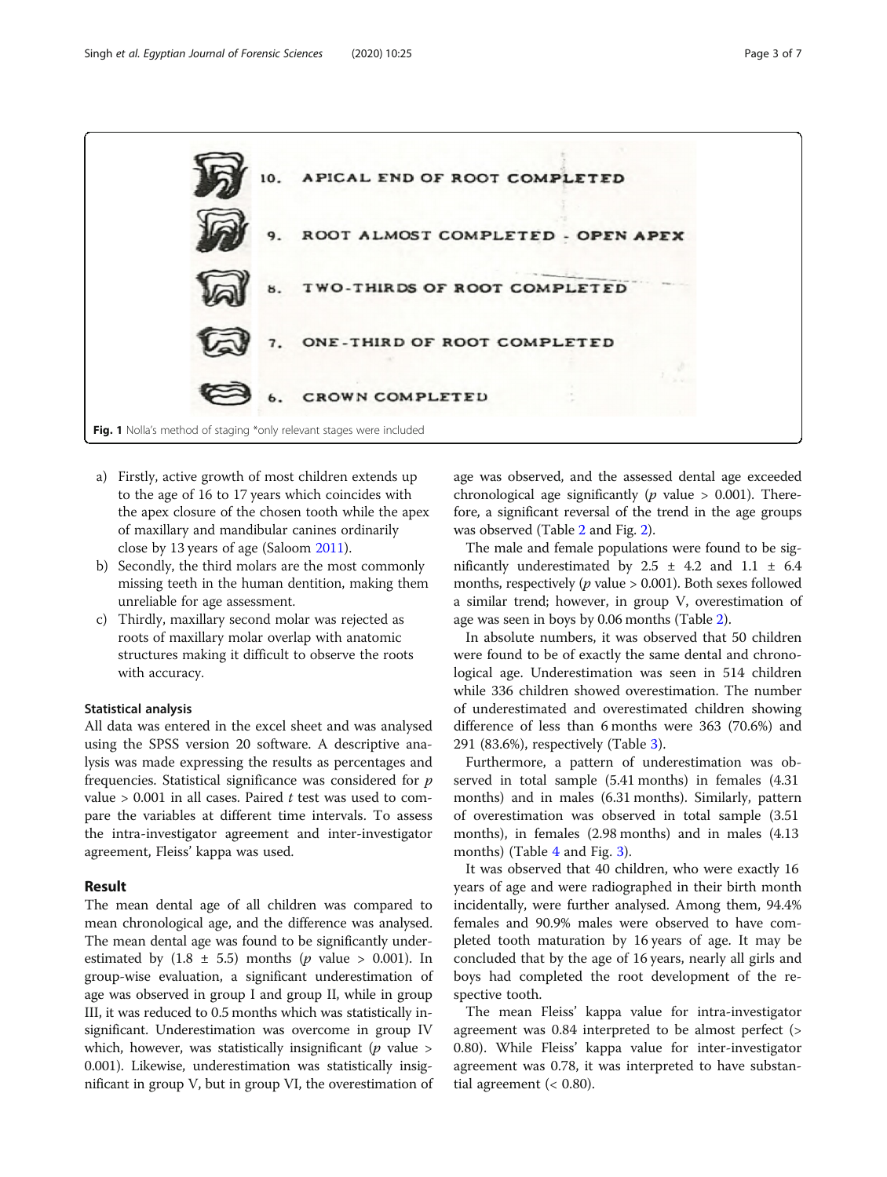10. APICAL END OF ROOT COMPLETED

9. ROOT ALMOST COMPLETED - OPEN APEX

8. TWO-THIRDS OF ROOT COMPLETED

7. ONE-THIRD OF ROOT COMPLETED

6. CROWN COMPLETED

**Fig. 1** Nolla's method of staging *only relevant stages were included

a) Firstly, active growth of most children extends up to the age of 16 to 17 years which coincides with the apex closure of the chosen tooth while the apex of maxillary and mandibular canines ordinarily close by 13 years of age (Saloom 2011).
b) Secondly, the third molars are the most commonly missing teeth in the human dentition, making them unreliable for age assessment.
c) Thirdly, maxillary second molar was rejected as roots of maxillary molar overlap with anatomic structures making it difficult to observe the roots with accuracy.

### Statistical analysis

All data was entered in the excel sheet and was analysed using the SPSS version 20 software. A descriptive analysis was made expressing the results as percentages and frequencies. Statistical significance was considered for $p$ value > 0.001 in all cases. Paired $t$ test was used to compare the variables at different time intervals. To assess the intra-investigator agreement and inter-investigator agreement, Fleiss' kappa was used.

## Result

The mean dental age of all children was compared to mean chronological age, and the difference was analysed. The mean dental age was found to be significantly underestimated by (1.8 ± 5.5) months ($p$ value > 0.001). In group-wise evaluation, a significant underestimation of age was observed in group I and group II, while in group III, it was reduced to 0.5 months which was statistically insignificant. Underestimation was overcome in group IV which, however, was statistically insignificant ($p$ value > 0.001). Likewise, underestimation was statistically insignificant in group V, but in group VI, the overestimation of age was observed, and the assessed dental age exceeded chronological age significantly ($p$ value > 0.001). Therefore, a significant reversal of the trend in the age groups was observed (Table 2 and Fig. 2).

The male and female populations were found to be significantly underestimated by 2.5 ± 4.2 and 1.1 ± 6.4 months, respectively ($p$ value > 0.001). Both sexes followed a similar trend; however, in group V, overestimation of age was seen in boys by 0.06 months (Table 2).

In absolute numbers, it was observed that 50 children were found to be of exactly the same dental and chronological age. Underestimation was seen in 514 children while 336 children showed overestimation. The number of underestimated and overestimated children showing difference of less than 6 months were 363 (70.6%) and 291 (83.6%), respectively (Table 3).

Furthermore, a pattern of underestimation was observed in total sample (5.41 months) in females (4.31 months) and in males (6.31 months). Similarly, pattern of overestimation was observed in total sample (3.51 months), in females (2.98 months) and in males (4.13 months) (Table 4 and Fig. 3).

It was observed that 40 children, who were exactly 16 years of age and were radiographed in their birth month incidentally, were further analysed. Among them, 94.4% females and 90.9% males were observed to have completed tooth maturation by 16 years of age. It may be concluded that by the age of 16 years, nearly all girls and boys had completed the root development of the respective tooth.

The mean Fleiss' kappa value for intra-investigator agreement was 0.84 interpreted to be almost perfect (> 0.80). While Fleiss' kappa value for inter-investigator agreement was 0.78, it was interpreted to have substantial agreement (< 0.80).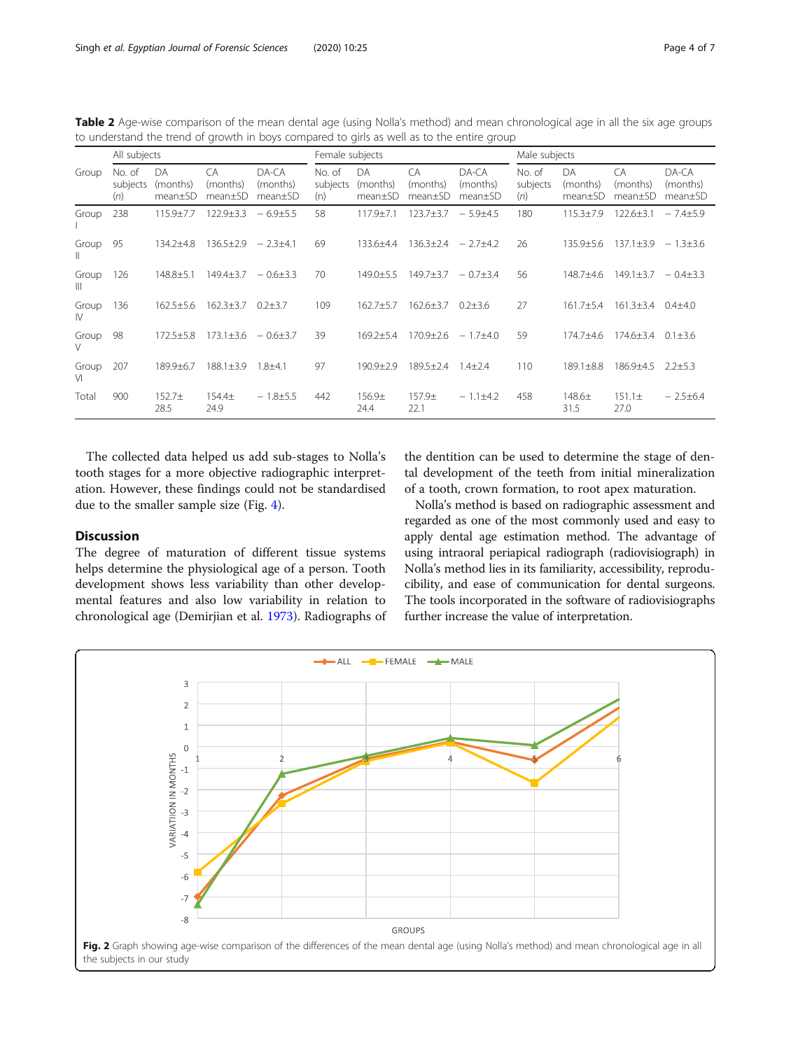**Table 2** Age-wise comparison of the mean dental age (using Nolla's method) and mean chronological age in all the six age groups to understand the trend of growth in boys compared to girls as well as to the entire group

| Group | All subjects | | | | Female subjects | | | | Male subjects | | | |
|---|---|---|---|---|---|---|---|---|---|---|---|---|
| | No. of subjects (*n*) | DA (months) mean±SD | CA (months) mean±SD | DA-CA (months) mean±SD | No. of subjects (n) | DA (months) mean±SD | CA (months) mean±SD | DA-CA (months) mean±SD | No. of subjects (*n*) | DA (months) mean±SD | CA (months) mean±SD | DA-CA (months) mean±SD |
| Group I | 238 | 115.9±7.7 | 122.9±3.3 | − 6.9±5.5 | 58 | 117.9±7.1 | 123.7±3.7 | − 5.9±4.5 | 180 | 115.3±7.9 | 122.6±3.1 | − 7.4±5.9 |
| Group II | 95 | 134.2±4.8 | 136.5±2.9 | − 2.3±4.1 | 69 | 133.6±4.4 | 136.3±2.4 | − 2.7±4.2 | 26 | 135.9±5.6 | 137.1±3.9 | − 1.3±3.6 |
| Group III | 126 | 148.8±5.1 | 149.4±3.7 | − 0.6±3.3 | 70 | 149.0±5.5 | 149.7±3.7 | − 0.7±3.4 | 56 | 148.7±4.6 | 149.1±3.7 | − 0.4±3.3 |
| Group IV | 136 | 162.5±5.6 | 162.3±3.7 | 0.2±3.7 | 109 | 162.7±5.7 | 162.6±3.7 | 0.2±3.6 | 27 | 161.7±5.4 | 161.3±3.4 | 0.4±4.0 |
| Group V | 98 | 172.5±5.8 | 173.1±3.6 | − 0.6±3.7 | 39 | 169.2±5.4 | 170.9±2.6 | − 1.7±4.0 | 59 | 174.7±4.6 | 174.6±3.4 | 0.1±3.6 |
| Group VI | 207 | 189.9±6.7 | 188.1±3.9 | 1.8±4.1 | 97 | 190.9±2.9 | 189.5±2.4 | 1.4±2.4 | 110 | 189.1±8.8 | 186.9±4.5 | 2.2±5.3 |
| Total | 900 | 152.7± 28.5 | 154.4± 24.9 | − 1.8±5.5 | 442 | 156.9± 24.4 | 157.9± 22.1 | − 1.1±4.2 | 458 | 148.6± 31.5 | 151.1± 27.0 | − 2.5±6.4 |

The collected data helped us add sub-stages to Nolla's tooth stages for a more objective radiographic interpretation. However, these findings could not be standardised due to the smaller sample size (Fig. 4).

## Discussion

The degree of maturation of different tissue systems helps determine the physiological age of a person. Tooth development shows less variability than other developmental features and also low variability in relation to chronological age (Demirjian et al. 1973). Radiographs of the dentition can be used to determine the stage of dental development of the teeth from initial mineralization of a tooth, crown formation, to root apex maturation.

Nolla's method is based on radiographic assessment and regarded as one of the most commonly used and easy to apply dental age estimation method. The advantage of using intraoral periapical radiograph (radiovisiograph) in Nolla's method lies in its familiarity, accessibility, reproducibility, and ease of communication for dental surgeons. The tools incorporated in the software of radiovisiographs further increase the value of interpretation.

**Fig. 2** Graph showing age-wise comparison of the differences of the mean dental age (using Nolla's method) and mean chronological age in all the subjects in our study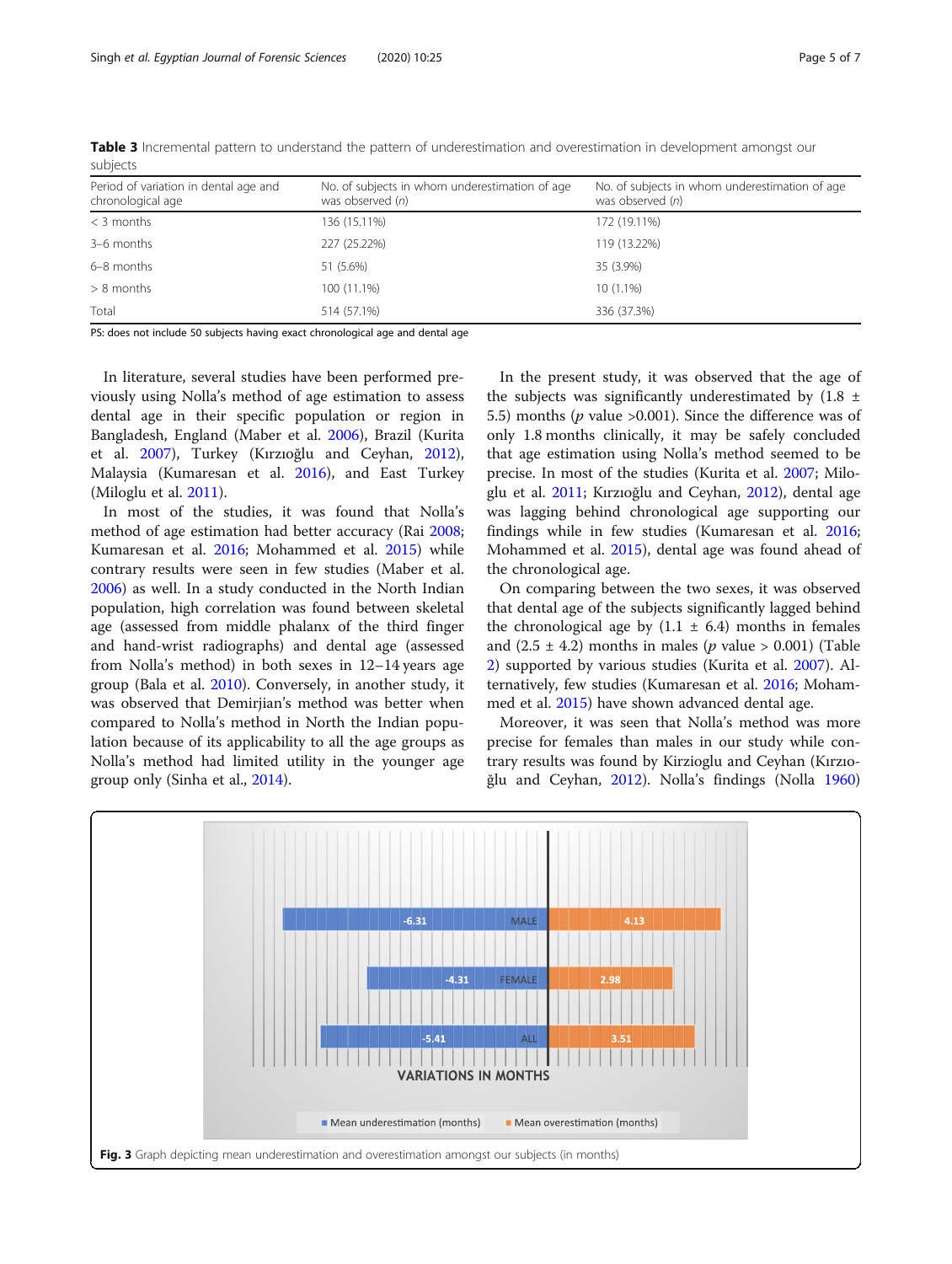**Table 3** Incremental pattern to understand the pattern of underestimation and overestimation in development amongst our subjects

| Period of variation in dental age and chronological age | No. of subjects in whom underestimation of age was observed (*n*) | No. of subjects in whom underestimation of age was observed (*n*) |
|---|---|---|
| < 3 months | 136 (15.11%) | 172 (19.11%) |
| 3–6 months | 227 (25.22%) | 119 (13.22%) |
| 6–8 months | 51 (5.6%) | 35 (3.9%) |
| > 8 months | 100 (11.1%) | 10 (1.1%) |
| Total | 514 (57.1%) | 336 (37.3%) |

PS: does not include 50 subjects having exact chronological age and dental age

In literature, several studies have been performed previously using Nolla's method of age estimation to assess dental age in their specific population or region in Bangladesh, England (Maber et al. 2006), Brazil (Kurita et al. 2007), Turkey (Kırzıoğlu and Ceyhan, 2012), Malaysia (Kumaresan et al. 2016), and East Turkey (Miloglu et al. 2011).

In most of the studies, it was found that Nolla's method of age estimation had better accuracy (Rai 2008; Kumaresan et al. 2016; Mohammed et al. 2015) while contrary results were seen in few studies (Maber et al. 2006) as well. In a study conducted in the North Indian population, high correlation was found between skeletal age (assessed from middle phalanx of the third finger and hand-wrist radiographs) and dental age (assessed from Nolla's method) in both sexes in 12–14 years age group (Bala et al. 2010). Conversely, in another study, it was observed that Demirjian's method was better when compared to Nolla's method in North the Indian population because of its applicability to all the age groups as Nolla's method had limited utility in the younger age group only (Sinha et al., 2014).

In the present study, it was observed that the age of the subjects was significantly underestimated by (1.8 ± 5.5) months (*p* value >0.001). Since the difference was of only 1.8 months clinically, it may be safely concluded that age estimation using Nolla's method seemed to be precise. In most of the studies (Kurita et al. 2007; Miloglu et al. 2011; Kırzıoğlu and Ceyhan, 2012), dental age was lagging behind chronological age supporting our findings while in few studies (Kumaresan et al. 2016; Mohammed et al. 2015), dental age was found ahead of the chronological age.

On comparing between the two sexes, it was observed that dental age of the subjects significantly lagged behind the chronological age by (1.1 ± 6.4) months in females and (2.5 ± 4.2) months in males (*p* value > 0.001) (Table 2) supported by various studies (Kurita et al. 2007). Alternatively, few studies (Kumaresan et al. 2016; Mohammed et al. 2015) have shown advanced dental age.

Moreover, it was seen that Nolla's method was more precise for females than males in our study while contrary results was found by Kirzioglu and Ceyhan (Kırzıoğlu and Ceyhan, 2012). Nolla's findings (Nolla 1960)

**Fig. 3** Graph depicting mean underestimation and overestimation amongst our subjects (in months)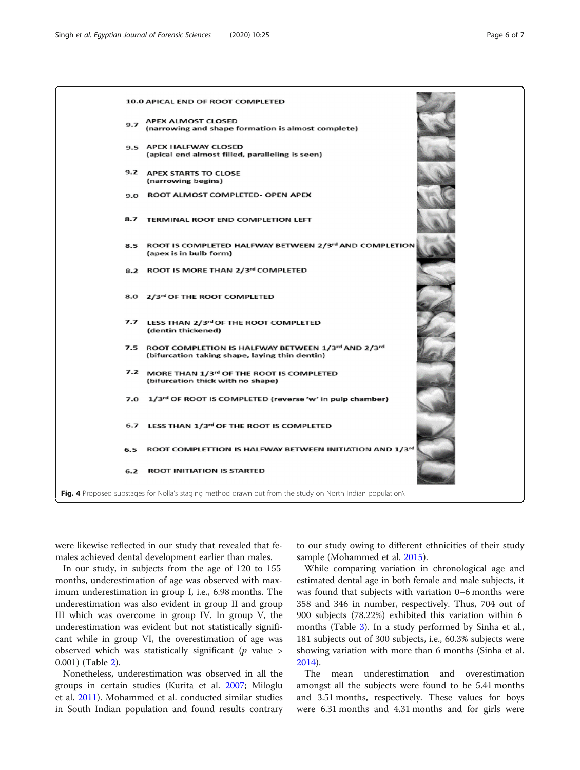10.0 APICAL END OF ROOT COMPLETED

9.7 APEX ALMOST CLOSED (narrowing and shape formation is almost complete)

9.5 APEX HALFWAY CLOSED (apical end almost filled, paralleling is seen)

9.2 APEX STARTS TO CLOSE (narrowing begins)

9.0 ROOT ALMOST COMPLETED- OPEN APEX

8.7 TERMINAL ROOT END COMPLETION LEFT

8.5 ROOT IS COMPLETED HALFWAY BETWEEN 2/3rd AND COMPLETION (apex is in bulb form)

8.2 ROOT IS MORE THAN 2/3rd COMPLETED

8.0 2/3rd OF THE ROOT COMPLETED

7.7 LESS THAN 2/3rd OF THE ROOT COMPLETED (dentin thickened)

7.5 ROOT COMPLETION IS HALFWAY BETWEEN 1/3rd AND 2/3rd (bifurcation taking shape, laying thin dentin)

7.2 MORE THAN 1/3rd OF THE ROOT IS COMPLETED (bifurcation thick with no shape)

7.0 1/3rd OF ROOT IS COMPLETED (reverse 'w' in pulp chamber)

6.7 LESS THAN 1/3rd OF THE ROOT IS COMPLETED

6.5 ROOT COMPLETTION IS HALFWAY BETWEEN INITIATION AND 1/3rd

6.2 ROOT INITIATION IS STARTED

**Fig. 4** Proposed substages for Nolla's staging method drawn out from the study on North Indian population\

were likewise reflected in our study that revealed that females achieved dental development earlier than males.

In our study, in subjects from the age of 120 to 155 months, underestimation of age was observed with maximum underestimation in group I, i.e., 6.98 months. The underestimation was also evident in group II and group III which was overcome in group IV. In group V, the underestimation was evident but not statistically significant while in group VI, the overestimation of age was observed which was statistically significant ($p$ value > 0.001) (Table 2).

Nonetheless, underestimation was observed in all the groups in certain studies (Kurita et al. 2007; Miloglu et al. 2011). Mohammed et al. conducted similar studies in South Indian population and found results contrary to our study owing to different ethnicities of their study sample (Mohammed et al. 2015).

While comparing variation in chronological age and estimated dental age in both female and male subjects, it was found that subjects with variation 0–6 months were 358 and 346 in number, respectively. Thus, 704 out of 900 subjects (78.22%) exhibited this variation within 6 months (Table 3). In a study performed by Sinha et al., 181 subjects out of 300 subjects, i.e., 60.3% subjects were showing variation with more than 6 months (Sinha et al. 2014).

The mean underestimation and overestimation amongst all the subjects were found to be 5.41 months and 3.51 months, respectively. These values for boys were 6.31 months and 4.31 months and for girls were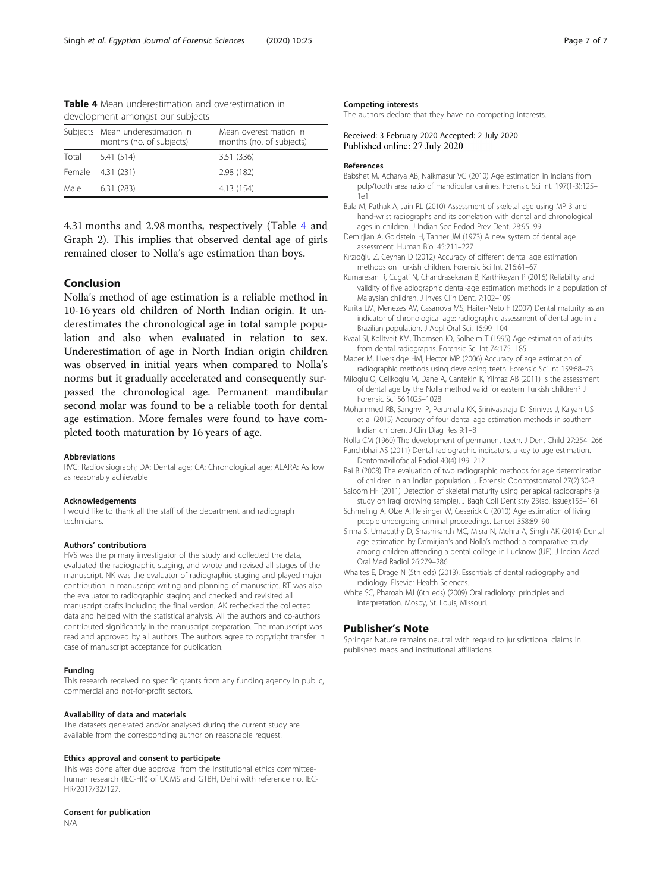**Table 4** Mean underestimation and overestimation in development amongst our subjects

| Subjects | Mean underestimation in months (no. of subjects) | Mean overestimation in months (no. of subjects) |
|---|---|---|
| Total | 5.41 (514) | 3.51 (336) |
| Female | 4.31 (231) | 2.98 (182) |
| Male | 6.31 (283) | 4.13 (154) |

4.31 months and 2.98 months, respectively (Table 4 and Graph 2). This implies that observed dental age of girls remained closer to Nolla's age estimation than boys.

## Conclusion

Nolla's method of age estimation is a reliable method in 10-16 years old children of North Indian origin. It underestimates the chronological age in total sample population and also when evaluated in relation to sex. Underestimation of age in North Indian origin children was observed in initial years when compared to Nolla's norms but it gradually accelerated and consequently surpassed the chronological age. Permanent mandibular second molar was found to be a reliable tooth for dental age estimation. More females were found to have completed tooth maturation by 16 years of age.

#### Abbreviations

RVG: Radiovisiograph; DA: Dental age; CA: Chronological age; ALARA: As low as reasonably achievable

#### Acknowledgements

I would like to thank all the staff of the department and radiograph technicians.

#### Authors' contributions

HVS was the primary investigator of the study and collected the data, evaluated the radiographic staging, and wrote and revised all stages of the manuscript. NK was the evaluator of radiographic staging and played major contribution in manuscript writing and planning of manuscript. RT was also the evaluator to radiographic staging and checked and revisited all manuscript drafts including the final version. AK rechecked the collected data and helped with the statistical analysis. All the authors and co-authors contributed significantly in the manuscript preparation. The manuscript was read and approved by all authors. The authors agree to copyright transfer in case of manuscript acceptance for publication.

#### Funding

This research received no specific grants from any funding agency in public, commercial and not-for-profit sectors.

#### Availability of data and materials

The datasets generated and/or analysed during the current study are available from the corresponding author on reasonable request.

#### Ethics approval and consent to participate

This was done after due approval from the Institutional ethics committee-human research (IEC-HR) of UCMS and GTBH, Delhi with reference no. IEC-HR/2017/32/127.

#### Consent for publication

N/A

#### Competing interests

The authors declare that they have no competing interests.

Received: 3 February 2020 Accepted: 2 July 2020
Published online: 27 July 2020

#### References

- Babshet M, Acharya AB, Naikmasur VG (2010) Age estimation in Indians from pulp/tooth area ratio of mandibular canines. Forensic Sci Int. 197(1-3):125–1e1
- Bala M, Pathak A, Jain RL (2010) Assessment of skeletal age using MP 3 and hand-wrist radiographs and its correlation with dental and chronological ages in children. J Indian Soc Pedod Prev Dent. 28:95–99
- Demirjian A, Goldstein H, Tanner JM (1973) A new system of dental age assessment. Human Biol 45:211–227
- Kırzıoğlu Z, Ceyhan D (2012) Accuracy of different dental age estimation methods on Turkish children. Forensic Sci Int 216:61–67
- Kumaresan R, Cugati N, Chandrasekaran B, Karthikeyan P (2016) Reliability and validity of five adiographic dental-age estimation methods in a population of Malaysian children. J Inves Clin Dent. 7:102–109
- Kurita LM, Menezes AV, Casanova MS, Haiter-Neto F (2007) Dental maturity as an indicator of chronological age: radiographic assessment of dental age in a Brazilian population. J Appl Oral Sci. 15:99–104
- Kvaal SI, Kolltveit KM, Thomsen IO, Solheim T (1995) Age estimation of adults from dental radiographs. Forensic Sci Int 74:175–185
- Maber M, Liversidge HM, Hector MP (2006) Accuracy of age estimation of radiographic methods using developing teeth. Forensic Sci Int 159:68–73
- Miloglu O, Celikoglu M, Dane A, Cantekin K, Yilmaz AB (2011) Is the assessment of dental age by the Nolla method valid for eastern Turkish children? J Forensic Sci 56:1025–1028
- Mohammed RB, Sanghvi P, Perumalla KK, Srinivasaraju D, Srinivas J, Kalyan US et al (2015) Accuracy of four dental age estimation methods in southern Indian children. J Clin Diag Res 9:1–8
- Nolla CM (1960) The development of permanent teeth. J Dent Child 27:254–266
- Panchbhai AS (2011) Dental radiographic indicators, a key to age estimation. Dentomaxillofacial Radiol 40(4):199–212
- Rai B (2008) The evaluation of two radiographic methods for age determination of children in an Indian population. J Forensic Odontostomatol 27(2):30-3
- Saloom HF (2011) Detection of skeletal maturity using periapical radiographs (a study on Iraqi growing sample). J Bagh Coll Dentistry 23(sp. issue):155–161
- Schmeling A, Olze A, Reisinger W, Geserick G (2010) Age estimation of living people undergoing criminal proceedings. Lancet 358:89–90
- Sinha S, Umapathy D, Shashikanth MC, Misra N, Mehra A, Singh AK (2014) Dental age estimation by Demirjian's and Nolla's method: a comparative study among children attending a dental college in Lucknow (UP). J Indian Acad Oral Med Radiol 26:279–286
- Whaites E, Drage N (5th eds) (2013). Essentials of dental radiography and radiology. Elsevier Health Sciences.
- White SC, Pharoah MJ (6th eds) (2009) Oral radiology: principles and interpretation. Mosby, St. Louis, Missouri.

## Publisher's Note

Springer Nature remains neutral with regard to jurisdictional claims in published maps and institutional affiliations.